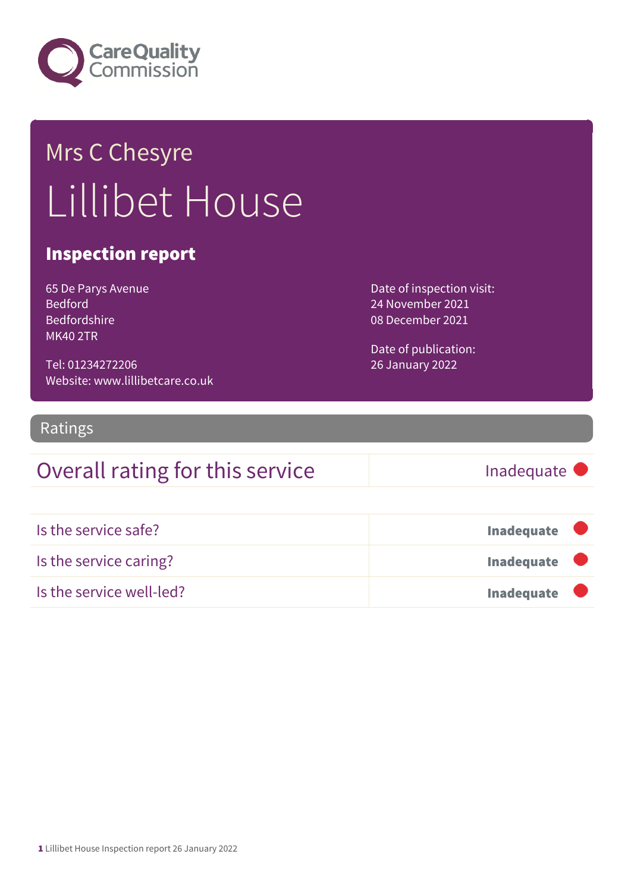Care Quality Commission

# Mrs C Chesyre

# Lillibet House

## Inspection report

65 De Parys Avenue
Bedford
Bedfordshire
MK40 2TR

Tel: 01234272206
Website: www.lillibetcare.co.uk

Date of inspection visit:
24 November 2021
08 December 2021

Date of publication:
26 January 2022

## Ratings

| Overall rating for this service | Inadequate |
|---|---|
| Is the service safe? | **Inadequate** |
| Is the service caring? | **Inadequate** |
| Is the service well-led? | **Inadequate** |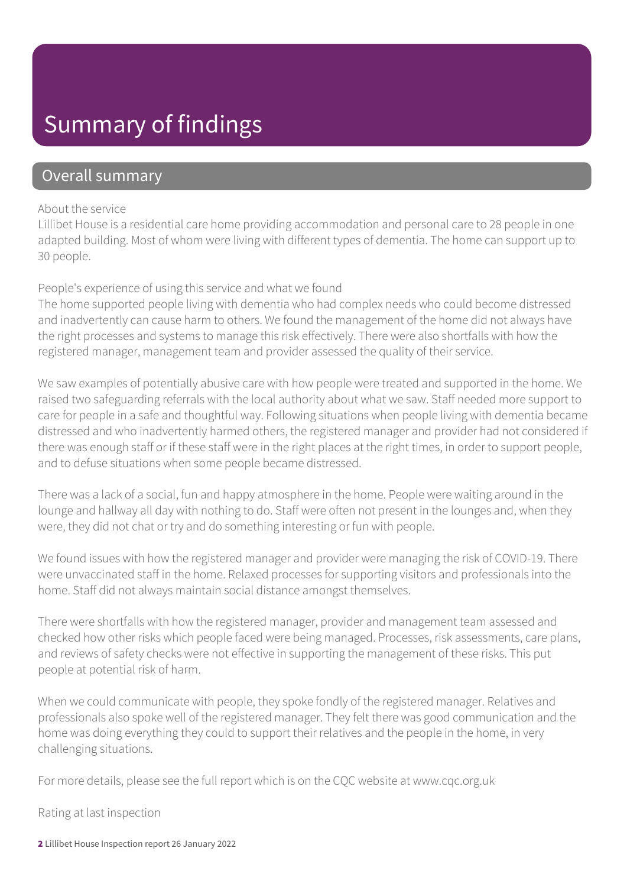# Summary of findings

## Overall summary

About the service

Lillibet House is a residential care home providing accommodation and personal care to 28 people in one adapted building. Most of whom were living with different types of dementia. The home can support up to 30 people.

People's experience of using this service and what we found

The home supported people living with dementia who had complex needs who could become distressed and inadvertently can cause harm to others. We found the management of the home did not always have the right processes and systems to manage this risk effectively. There were also shortfalls with how the registered manager, management team and provider assessed the quality of their service.

We saw examples of potentially abusive care with how people were treated and supported in the home. We raised two safeguarding referrals with the local authority about what we saw. Staff needed more support to care for people in a safe and thoughtful way. Following situations when people living with dementia became distressed and who inadvertently harmed others, the registered manager and provider had not considered if there was enough staff or if these staff were in the right places at the right times, in order to support people, and to defuse situations when some people became distressed.

There was a lack of a social, fun and happy atmosphere in the home. People were waiting around in the lounge and hallway all day with nothing to do. Staff were often not present in the lounges and, when they were, they did not chat or try and do something interesting or fun with people.

We found issues with how the registered manager and provider were managing the risk of COVID-19. There were unvaccinated staff in the home. Relaxed processes for supporting visitors and professionals into the home. Staff did not always maintain social distance amongst themselves.

There were shortfalls with how the registered manager, provider and management team assessed and checked how other risks which people faced were being managed. Processes, risk assessments, care plans, and reviews of safety checks were not effective in supporting the management of these risks. This put people at potential risk of harm.

When we could communicate with people, they spoke fondly of the registered manager. Relatives and professionals also spoke well of the registered manager. They felt there was good communication and the home was doing everything they could to support their relatives and the people in the home, in very challenging situations.

For more details, please see the full report which is on the CQC website at www.cqc.org.uk

Rating at last inspection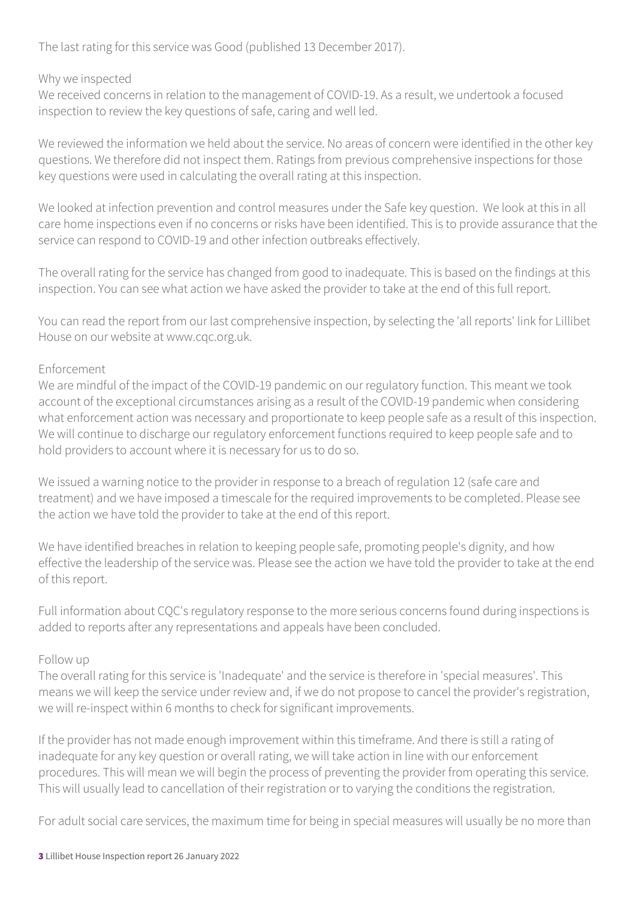The last rating for this service was Good (published 13 December 2017).

## Why we inspected

We received concerns in relation to the management of COVID-19. As a result, we undertook a focused inspection to review the key questions of safe, caring and well led.

We reviewed the information we held about the service. No areas of concern were identified in the other key questions. We therefore did not inspect them. Ratings from previous comprehensive inspections for those key questions were used in calculating the overall rating at this inspection.

We looked at infection prevention and control measures under the Safe key question. We look at this in all care home inspections even if no concerns or risks have been identified. This is to provide assurance that the service can respond to COVID-19 and other infection outbreaks effectively.

The overall rating for the service has changed from good to inadequate. This is based on the findings at this inspection. You can see what action we have asked the provider to take at the end of this full report.

You can read the report from our last comprehensive inspection, by selecting the 'all reports' link for Lillibet House on our website at www.cqc.org.uk.

## Enforcement

We are mindful of the impact of the COVID-19 pandemic on our regulatory function. This meant we took account of the exceptional circumstances arising as a result of the COVID-19 pandemic when considering what enforcement action was necessary and proportionate to keep people safe as a result of this inspection. We will continue to discharge our regulatory enforcement functions required to keep people safe and to hold providers to account where it is necessary for us to do so.

We issued a warning notice to the provider in response to a breach of regulation 12 (safe care and treatment) and we have imposed a timescale for the required improvements to be completed. Please see the action we have told the provider to take at the end of this report.

We have identified breaches in relation to keeping people safe, promoting people's dignity, and how effective the leadership of the service was. Please see the action we have told the provider to take at the end of this report.

Full information about CQC's regulatory response to the more serious concerns found during inspections is added to reports after any representations and appeals have been concluded.

## Follow up

The overall rating for this service is 'Inadequate' and the service is therefore in 'special measures'. This means we will keep the service under review and, if we do not propose to cancel the provider's registration, we will re-inspect within 6 months to check for significant improvements.

If the provider has not made enough improvement within this timeframe. And there is still a rating of inadequate for any key question or overall rating, we will take action in line with our enforcement procedures. This will mean we will begin the process of preventing the provider from operating this service. This will usually lead to cancellation of their registration or to varying the conditions the registration.

For adult social care services, the maximum time for being in special measures will usually be no more than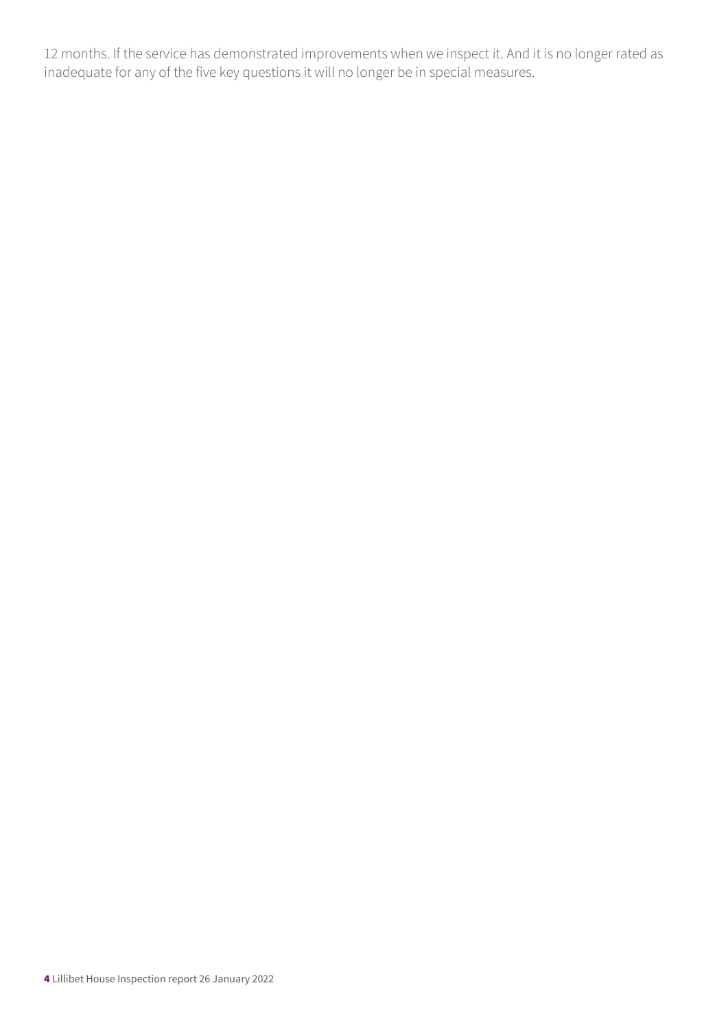12 months. If the service has demonstrated improvements when we inspect it. And it is no longer rated as inadequate for any of the five key questions it will no longer be in special measures.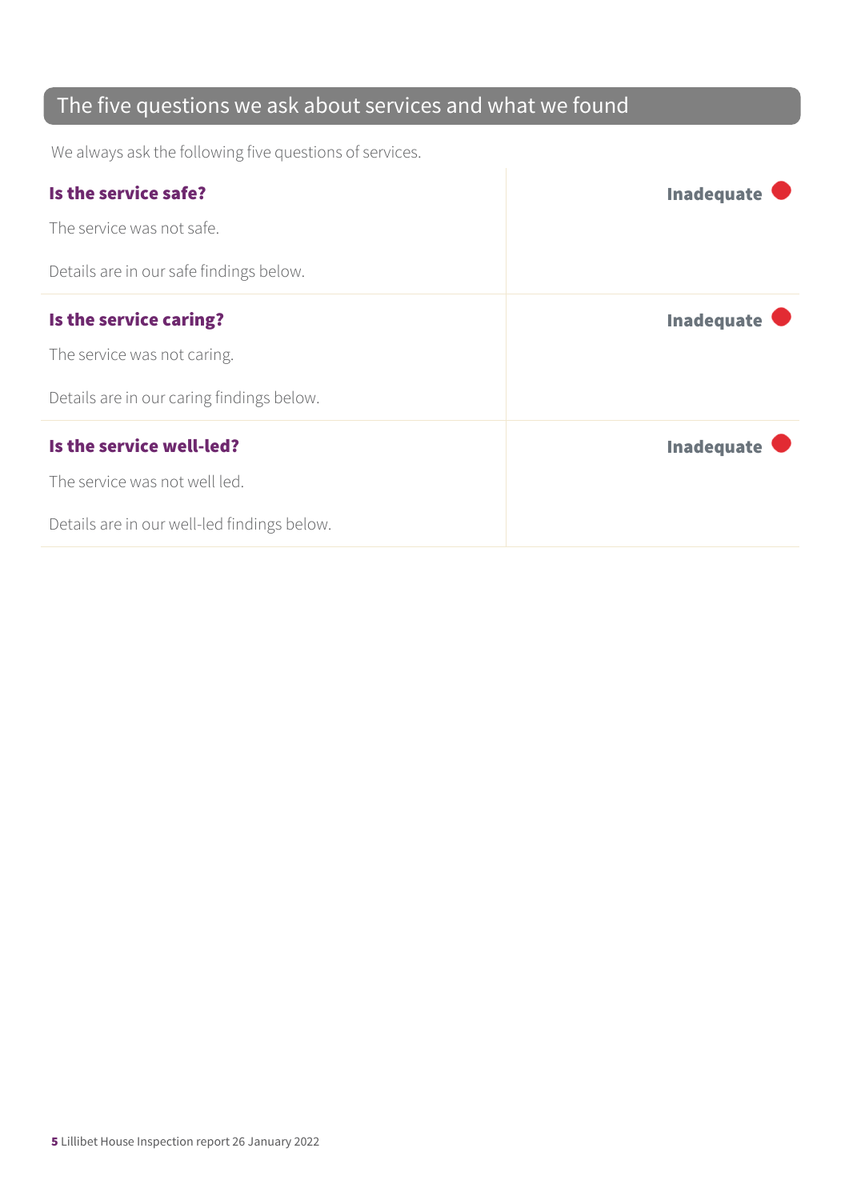## The five questions we ask about services and what we found

We always ask the following five questions of services.

| | |
|---|---|
| **Is the service safe?**<br><br>The service was not safe.<br><br>Details are in our safe findings below. | **Inadequate** |
| **Is the service caring?**<br><br>The service was not caring.<br><br>Details are in our caring findings below. | **Inadequate** |
| **Is the service well-led?**<br><br>The service was not well led.<br><br>Details are in our well-led findings below. | **Inadequate** |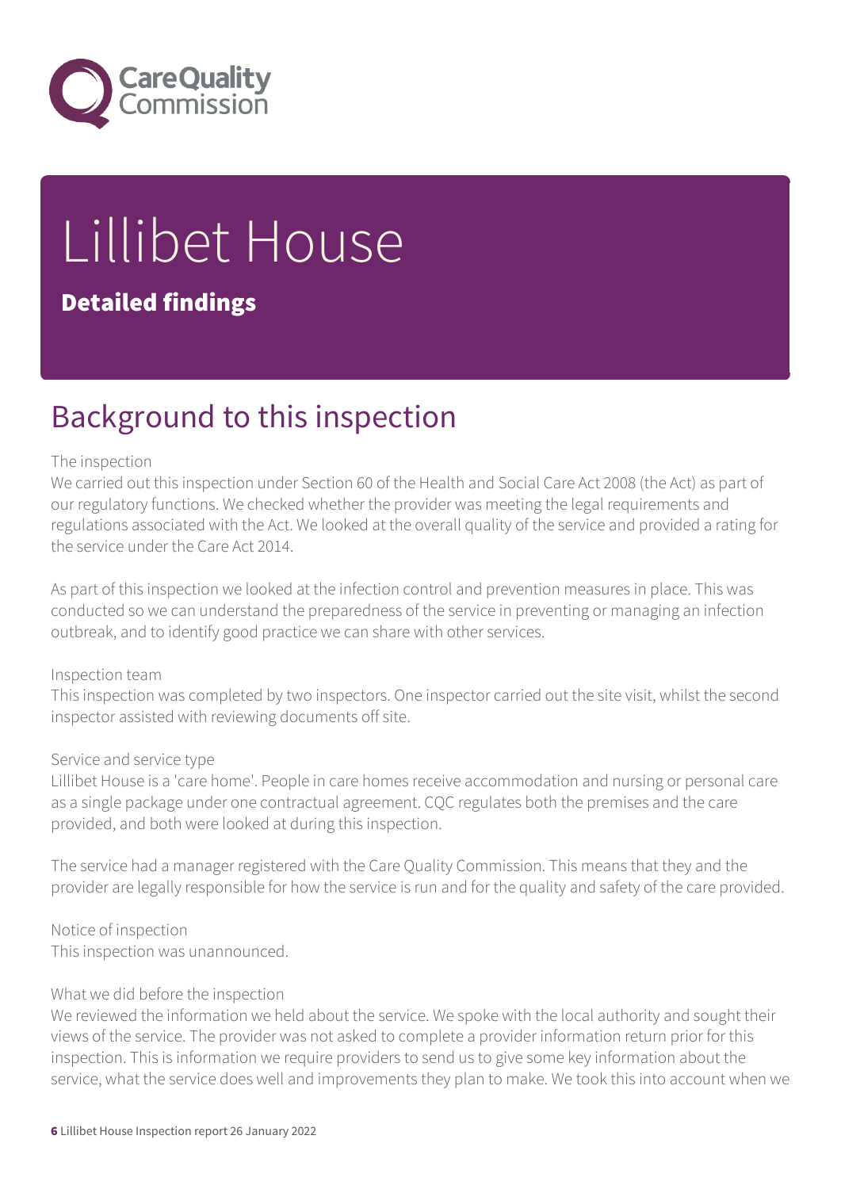# Lillibet House

**Detailed findings**

## Background to this inspection

The inspection

We carried out this inspection under Section 60 of the Health and Social Care Act 2008 (the Act) as part of our regulatory functions. We checked whether the provider was meeting the legal requirements and regulations associated with the Act. We looked at the overall quality of the service and provided a rating for the service under the Care Act 2014.

As part of this inspection we looked at the infection control and prevention measures in place. This was conducted so we can understand the preparedness of the service in preventing or managing an infection outbreak, and to identify good practice we can share with other services.

Inspection team

This inspection was completed by two inspectors. One inspector carried out the site visit, whilst the second inspector assisted with reviewing documents off site.

Service and service type

Lillibet House is a 'care home'. People in care homes receive accommodation and nursing or personal care as a single package under one contractual agreement. CQC regulates both the premises and the care provided, and both were looked at during this inspection.

The service had a manager registered with the Care Quality Commission. This means that they and the provider are legally responsible for how the service is run and for the quality and safety of the care provided.

Notice of inspection

This inspection was unannounced.

What we did before the inspection

We reviewed the information we held about the service. We spoke with the local authority and sought their views of the service. The provider was not asked to complete a provider information return prior for this inspection. This is information we require providers to send us to give some key information about the service, what the service does well and improvements they plan to make. We took this into account when we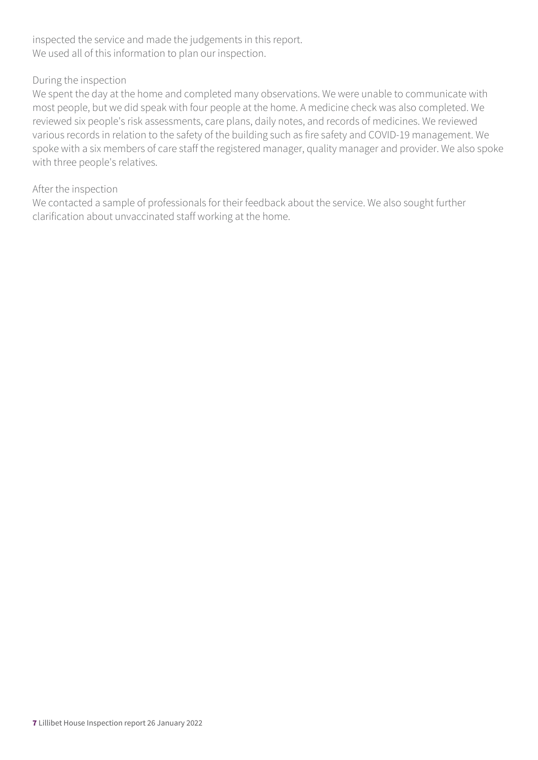inspected the service and made the judgements in this report.
We used all of this information to plan our inspection.

During the inspection
We spent the day at the home and completed many observations. We were unable to communicate with most people, but we did speak with four people at the home. A medicine check was also completed. We reviewed six people's risk assessments, care plans, daily notes, and records of medicines. We reviewed various records in relation to the safety of the building such as fire safety and COVID-19 management. We spoke with a six members of care staff the registered manager, quality manager and provider. We also spoke with three people's relatives.

After the inspection
We contacted a sample of professionals for their feedback about the service. We also sought further clarification about unvaccinated staff working at the home.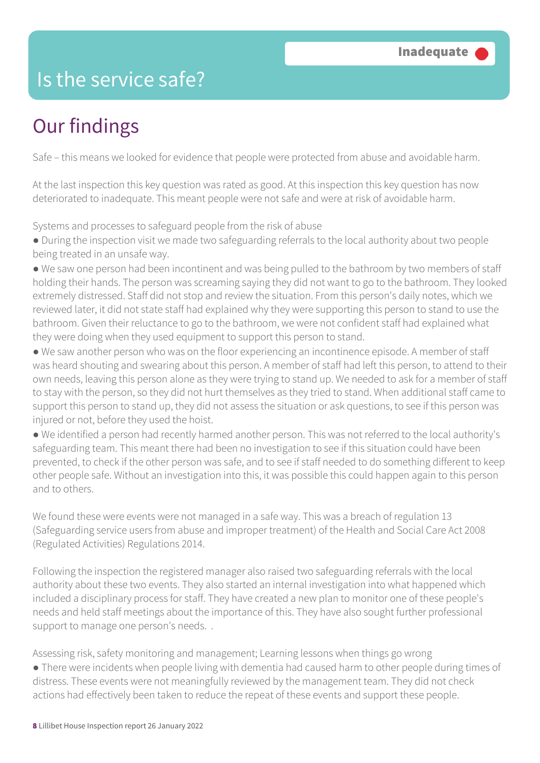# Is the service safe?

**Inadequate**

## Our findings

Safe – this means we looked for evidence that people were protected from abuse and avoidable harm.

At the last inspection this key question was rated as good. At this inspection this key question has now deteriorated to inadequate. This meant people were not safe and were at risk of avoidable harm.

Systems and processes to safeguard people from the risk of abuse

- During the inspection visit we made two safeguarding referrals to the local authority about two people being treated in an unsafe way.
- We saw one person had been incontinent and was being pulled to the bathroom by two members of staff holding their hands. The person was screaming saying they did not want to go to the bathroom. They looked extremely distressed. Staff did not stop and review the situation. From this person's daily notes, which we reviewed later, it did not state staff had explained why they were supporting this person to stand to use the bathroom. Given their reluctance to go to the bathroom, we were not confident staff had explained what they were doing when they used equipment to support this person to stand.
- We saw another person who was on the floor experiencing an incontinence episode. A member of staff was heard shouting and swearing about this person. A member of staff had left this person, to attend to their own needs, leaving this person alone as they were trying to stand up. We needed to ask for a member of staff to stay with the person, so they did not hurt themselves as they tried to stand. When additional staff came to support this person to stand up, they did not assess the situation or ask questions, to see if this person was injured or not, before they used the hoist.
- We identified a person had recently harmed another person. This was not referred to the local authority's safeguarding team. This meant there had been no investigation to see if this situation could have been prevented, to check if the other person was safe, and to see if staff needed to do something different to keep other people safe. Without an investigation into this, it was possible this could happen again to this person and to others.

We found these were events were not managed in a safe way. This was a breach of regulation 13 (Safeguarding service users from abuse and improper treatment) of the Health and Social Care Act 2008 (Regulated Activities) Regulations 2014.

Following the inspection the registered manager also raised two safeguarding referrals with the local authority about these two events. They also started an internal investigation into what happened which included a disciplinary process for staff. They have created a new plan to monitor one of these people's needs and held staff meetings about the importance of this. They have also sought further professional support to manage one person's needs. .

Assessing risk, safety monitoring and management; Learning lessons when things go wrong

- There were incidents when people living with dementia had caused harm to other people during times of distress. These events were not meaningfully reviewed by the management team. They did not check actions had effectively been taken to reduce the repeat of these events and support these people.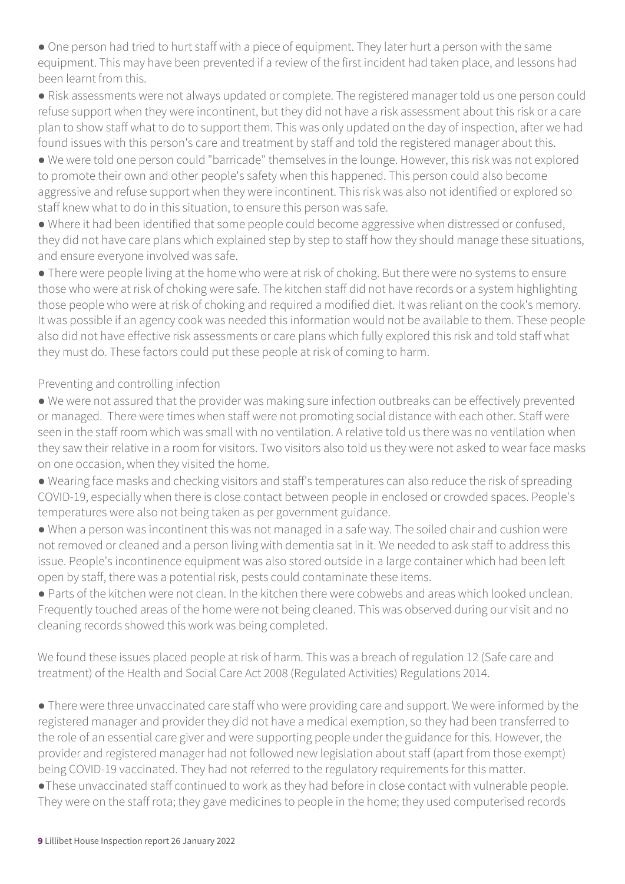- One person had tried to hurt staff with a piece of equipment. They later hurt a person with the same equipment. This may have been prevented if a review of the first incident had taken place, and lessons had been learnt from this.
- Risk assessments were not always updated or complete. The registered manager told us one person could refuse support when they were incontinent, but they did not have a risk assessment about this risk or a care plan to show staff what to do to support them. This was only updated on the day of inspection, after we had found issues with this person's care and treatment by staff and told the registered manager about this.
- We were told one person could "barricade" themselves in the lounge. However, this risk was not explored to promote their own and other people's safety when this happened. This person could also become aggressive and refuse support when they were incontinent. This risk was also not identified or explored so staff knew what to do in this situation, to ensure this person was safe.
- Where it had been identified that some people could become aggressive when distressed or confused, they did not have care plans which explained step by step to staff how they should manage these situations, and ensure everyone involved was safe.
- There were people living at the home who were at risk of choking. But there were no systems to ensure those who were at risk of choking were safe. The kitchen staff did not have records or a system highlighting those people who were at risk of choking and required a modified diet. It was reliant on the cook's memory. It was possible if an agency cook was needed this information would not be available to them. These people also did not have effective risk assessments or care plans which fully explored this risk and told staff what they must do. These factors could put these people at risk of coming to harm.

Preventing and controlling infection

- We were not assured that the provider was making sure infection outbreaks can be effectively prevented or managed. There were times when staff were not promoting social distance with each other. Staff were seen in the staff room which was small with no ventilation. A relative told us there was no ventilation when they saw their relative in a room for visitors. Two visitors also told us they were not asked to wear face masks on one occasion, when they visited the home.
- Wearing face masks and checking visitors and staff's temperatures can also reduce the risk of spreading COVID-19, especially when there is close contact between people in enclosed or crowded spaces. People's temperatures were also not being taken as per government guidance.
- When a person was incontinent this was not managed in a safe way. The soiled chair and cushion were not removed or cleaned and a person living with dementia sat in it. We needed to ask staff to address this issue. People's incontinence equipment was also stored outside in a large container which had been left open by staff, there was a potential risk, pests could contaminate these items.
- Parts of the kitchen were not clean. In the kitchen there were cobwebs and areas which looked unclean. Frequently touched areas of the home were not being cleaned. This was observed during our visit and no cleaning records showed this work was being completed.

We found these issues placed people at risk of harm. This was a breach of regulation 12 (Safe care and treatment) of the Health and Social Care Act 2008 (Regulated Activities) Regulations 2014.

- There were three unvaccinated care staff who were providing care and support. We were informed by the registered manager and provider they did not have a medical exemption, so they had been transferred to the role of an essential care giver and were supporting people under the guidance for this. However, the provider and registered manager had not followed new legislation about staff (apart from those exempt) being COVID-19 vaccinated. They had not referred to the regulatory requirements for this matter.
- These unvaccinated staff continued to work as they had before in close contact with vulnerable people. They were on the staff rota; they gave medicines to people in the home; they used computerised records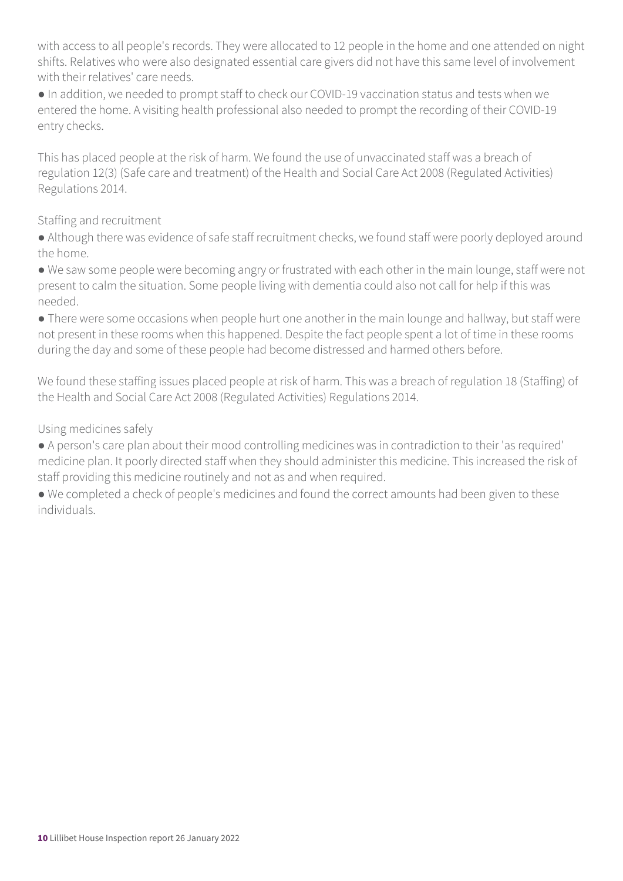with access to all people's records. They were allocated to 12 people in the home and one attended on night shifts. Relatives who were also designated essential care givers did not have this same level of involvement with their relatives' care needs.

- In addition, we needed to prompt staff to check our COVID-19 vaccination status and tests when we entered the home. A visiting health professional also needed to prompt the recording of their COVID-19 entry checks.

This has placed people at the risk of harm. We found the use of unvaccinated staff was a breach of regulation 12(3) (Safe care and treatment) of the Health and Social Care Act 2008 (Regulated Activities) Regulations 2014.

### Staffing and recruitment

- Although there was evidence of safe staff recruitment checks, we found staff were poorly deployed around the home.
- We saw some people were becoming angry or frustrated with each other in the main lounge, staff were not present to calm the situation. Some people living with dementia could also not call for help if this was needed.
- There were some occasions when people hurt one another in the main lounge and hallway, but staff were not present in these rooms when this happened. Despite the fact people spent a lot of time in these rooms during the day and some of these people had become distressed and harmed others before.

We found these staffing issues placed people at risk of harm. This was a breach of regulation 18 (Staffing) of the Health and Social Care Act 2008 (Regulated Activities) Regulations 2014.

### Using medicines safely

- A person's care plan about their mood controlling medicines was in contradiction to their 'as required' medicine plan. It poorly directed staff when they should administer this medicine. This increased the risk of staff providing this medicine routinely and not as and when required.
- We completed a check of people's medicines and found the correct amounts had been given to these individuals.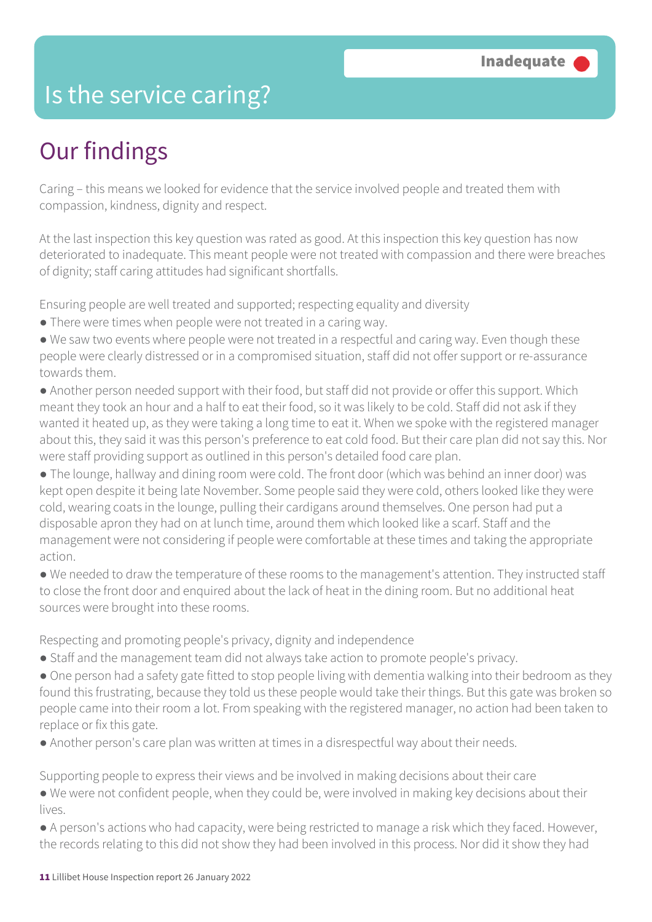# Is the service caring?

**Inadequate**

## Our findings

Caring – this means we looked for evidence that the service involved people and treated them with compassion, kindness, dignity and respect.

At the last inspection this key question was rated as good. At this inspection this key question has now deteriorated to inadequate. This meant people were not treated with compassion and there were breaches of dignity; staff caring attitudes had significant shortfalls.

Ensuring people are well treated and supported; respecting equality and diversity

- There were times when people were not treated in a caring way.
- We saw two events where people were not treated in a respectful and caring way. Even though these people were clearly distressed or in a compromised situation, staff did not offer support or re-assurance towards them.
- Another person needed support with their food, but staff did not provide or offer this support. Which meant they took an hour and a half to eat their food, so it was likely to be cold. Staff did not ask if they wanted it heated up, as they were taking a long time to eat it. When we spoke with the registered manager about this, they said it was this person's preference to eat cold food. But their care plan did not say this. Nor were staff providing support as outlined in this person's detailed food care plan.
- The lounge, hallway and dining room were cold. The front door (which was behind an inner door) was kept open despite it being late November. Some people said they were cold, others looked like they were cold, wearing coats in the lounge, pulling their cardigans around themselves. One person had put a disposable apron they had on at lunch time, around them which looked like a scarf. Staff and the management were not considering if people were comfortable at these times and taking the appropriate action.
- We needed to draw the temperature of these rooms to the management's attention. They instructed staff to close the front door and enquired about the lack of heat in the dining room. But no additional heat sources were brought into these rooms.

Respecting and promoting people's privacy, dignity and independence

- Staff and the management team did not always take action to promote people's privacy.
- One person had a safety gate fitted to stop people living with dementia walking into their bedroom as they found this frustrating, because they told us these people would take their things. But this gate was broken so people came into their room a lot. From speaking with the registered manager, no action had been taken to replace or fix this gate.
- Another person's care plan was written at times in a disrespectful way about their needs.

Supporting people to express their views and be involved in making decisions about their care

- We were not confident people, when they could be, were involved in making key decisions about their lives.
- A person's actions who had capacity, were being restricted to manage a risk which they faced. However, the records relating to this did not show they had been involved in this process. Nor did it show they had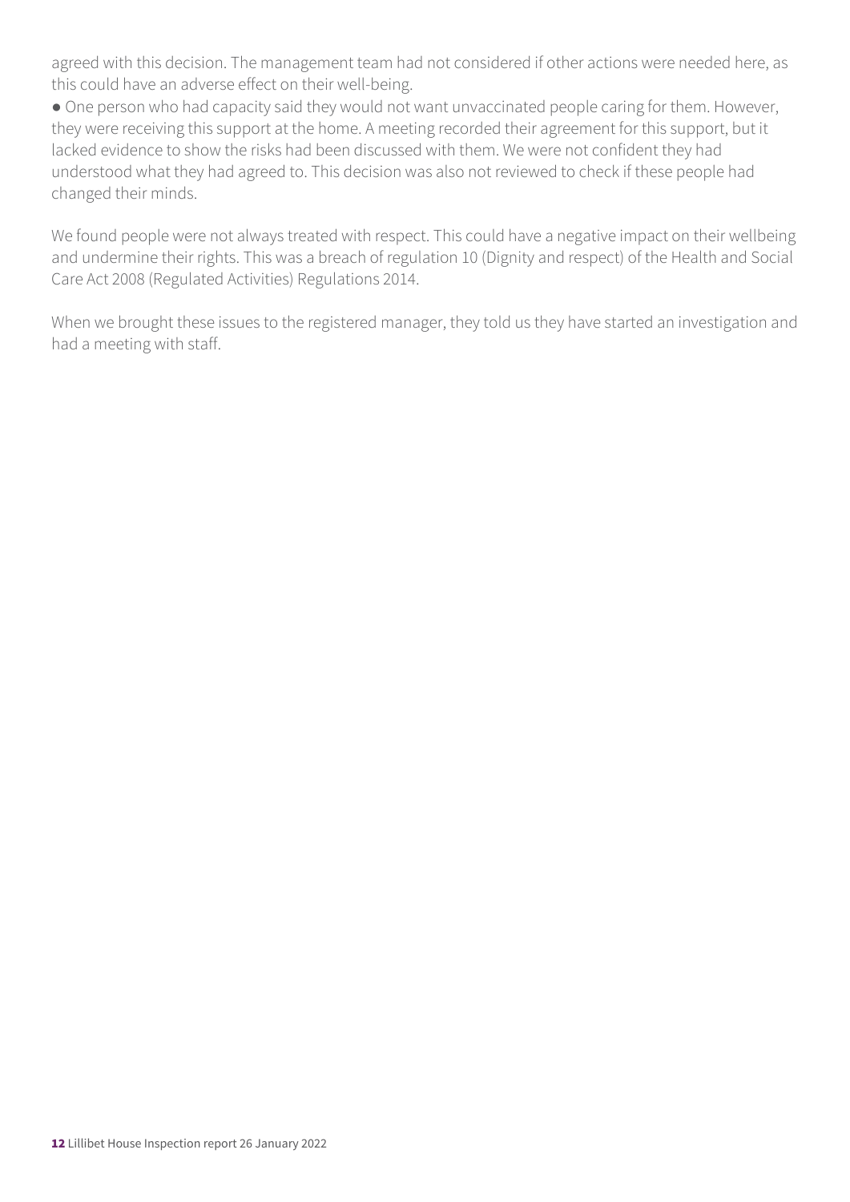agreed with this decision. The management team had not considered if other actions were needed here, as this could have an adverse effect on their well-being.

- One person who had capacity said they would not want unvaccinated people caring for them. However, they were receiving this support at the home. A meeting recorded their agreement for this support, but it lacked evidence to show the risks had been discussed with them. We were not confident they had understood what they had agreed to. This decision was also not reviewed to check if these people had changed their minds.

We found people were not always treated with respect. This could have a negative impact on their wellbeing and undermine their rights. This was a breach of regulation 10 (Dignity and respect) of the Health and Social Care Act 2008 (Regulated Activities) Regulations 2014.

When we brought these issues to the registered manager, they told us they have started an investigation and had a meeting with staff.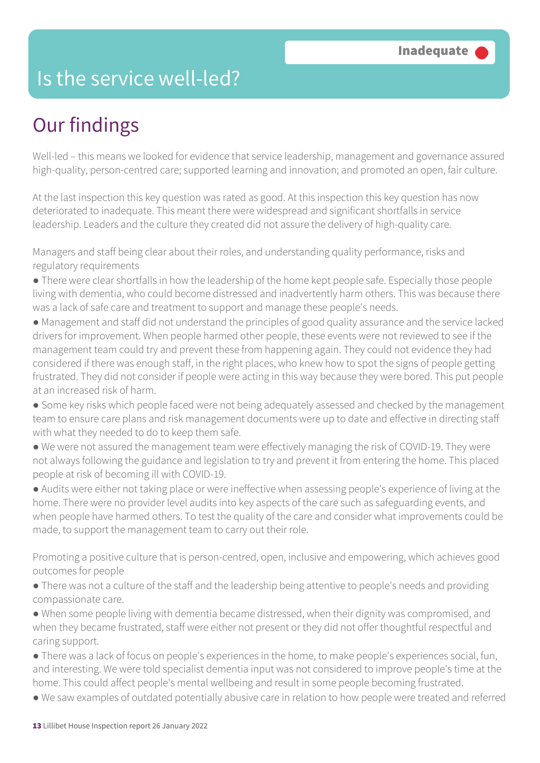# Is the service well-led?

**Inadequate**

## Our findings

Well-led – this means we looked for evidence that service leadership, management and governance assured high-quality, person-centred care; supported learning and innovation; and promoted an open, fair culture.

At the last inspection this key question was rated as good. At this inspection this key question has now deteriorated to inadequate. This meant there were widespread and significant shortfalls in service leadership. Leaders and the culture they created did not assure the delivery of high-quality care.

Managers and staff being clear about their roles, and understanding quality performance, risks and regulatory requirements

- There were clear shortfalls in how the leadership of the home kept people safe. Especially those people living with dementia, who could become distressed and inadvertently harm others. This was because there was a lack of safe care and treatment to support and manage these people's needs.
- Management and staff did not understand the principles of good quality assurance and the service lacked drivers for improvement. When people harmed other people, these events were not reviewed to see if the management team could try and prevent these from happening again. They could not evidence they had considered if there was enough staff, in the right places, who knew how to spot the signs of people getting frustrated. They did not consider if people were acting in this way because they were bored. This put people at an increased risk of harm.
- Some key risks which people faced were not being adequately assessed and checked by the management team to ensure care plans and risk management documents were up to date and effective in directing staff with what they needed to do to keep them safe.
- We were not assured the management team were effectively managing the risk of COVID-19. They were not always following the guidance and legislation to try and prevent it from entering the home. This placed people at risk of becoming ill with COVID-19.
- Audits were either not taking place or were ineffective when assessing people's experience of living at the home. There were no provider level audits into key aspects of the care such as safeguarding events, and when people have harmed others. To test the quality of the care and consider what improvements could be made, to support the management team to carry out their role.

Promoting a positive culture that is person-centred, open, inclusive and empowering, which achieves good outcomes for people

- There was not a culture of the staff and the leadership being attentive to people's needs and providing compassionate care.
- When some people living with dementia became distressed, when their dignity was compromised, and when they became frustrated, staff were either not present or they did not offer thoughtful respectful and caring support.
- There was a lack of focus on people's experiences in the home, to make people's experiences social, fun, and interesting. We were told specialist dementia input was not considered to improve people's time at the home. This could affect people's mental wellbeing and result in some people becoming frustrated.
- We saw examples of outdated potentially abusive care in relation to how people were treated and referred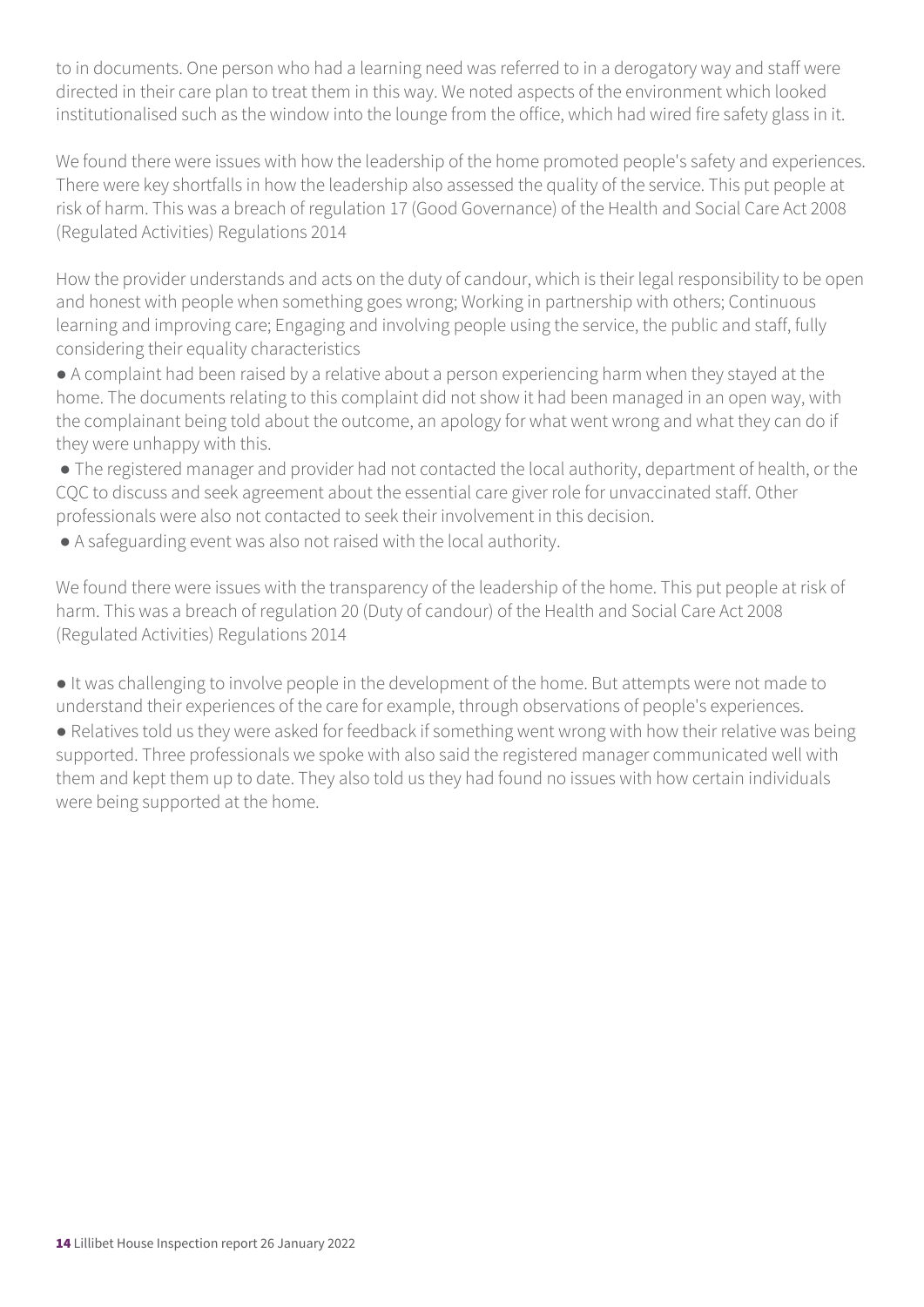to in documents. One person who had a learning need was referred to in a derogatory way and staff were directed in their care plan to treat them in this way. We noted aspects of the environment which looked institutionalised such as the window into the lounge from the office, which had wired fire safety glass in it.

We found there were issues with how the leadership of the home promoted people's safety and experiences. There were key shortfalls in how the leadership also assessed the quality of the service. This put people at risk of harm. This was a breach of regulation 17 (Good Governance) of the Health and Social Care Act 2008 (Regulated Activities) Regulations 2014

How the provider understands and acts on the duty of candour, which is their legal responsibility to be open and honest with people when something goes wrong; Working in partnership with others; Continuous learning and improving care; Engaging and involving people using the service, the public and staff, fully considering their equality characteristics

- A complaint had been raised by a relative about a person experiencing harm when they stayed at the home. The documents relating to this complaint did not show it had been managed in an open way, with the complainant being told about the outcome, an apology for what went wrong and what they can do if they were unhappy with this.
- The registered manager and provider had not contacted the local authority, department of health, or the CQC to discuss and seek agreement about the essential care giver role for unvaccinated staff. Other professionals were also not contacted to seek their involvement in this decision.
- A safeguarding event was also not raised with the local authority.

We found there were issues with the transparency of the leadership of the home. This put people at risk of harm. This was a breach of regulation 20 (Duty of candour) of the Health and Social Care Act 2008 (Regulated Activities) Regulations 2014

- It was challenging to involve people in the development of the home. But attempts were not made to understand their experiences of the care for example, through observations of people's experiences.
- Relatives told us they were asked for feedback if something went wrong with how their relative was being supported. Three professionals we spoke with also said the registered manager communicated well with them and kept them up to date. They also told us they had found no issues with how certain individuals were being supported at the home.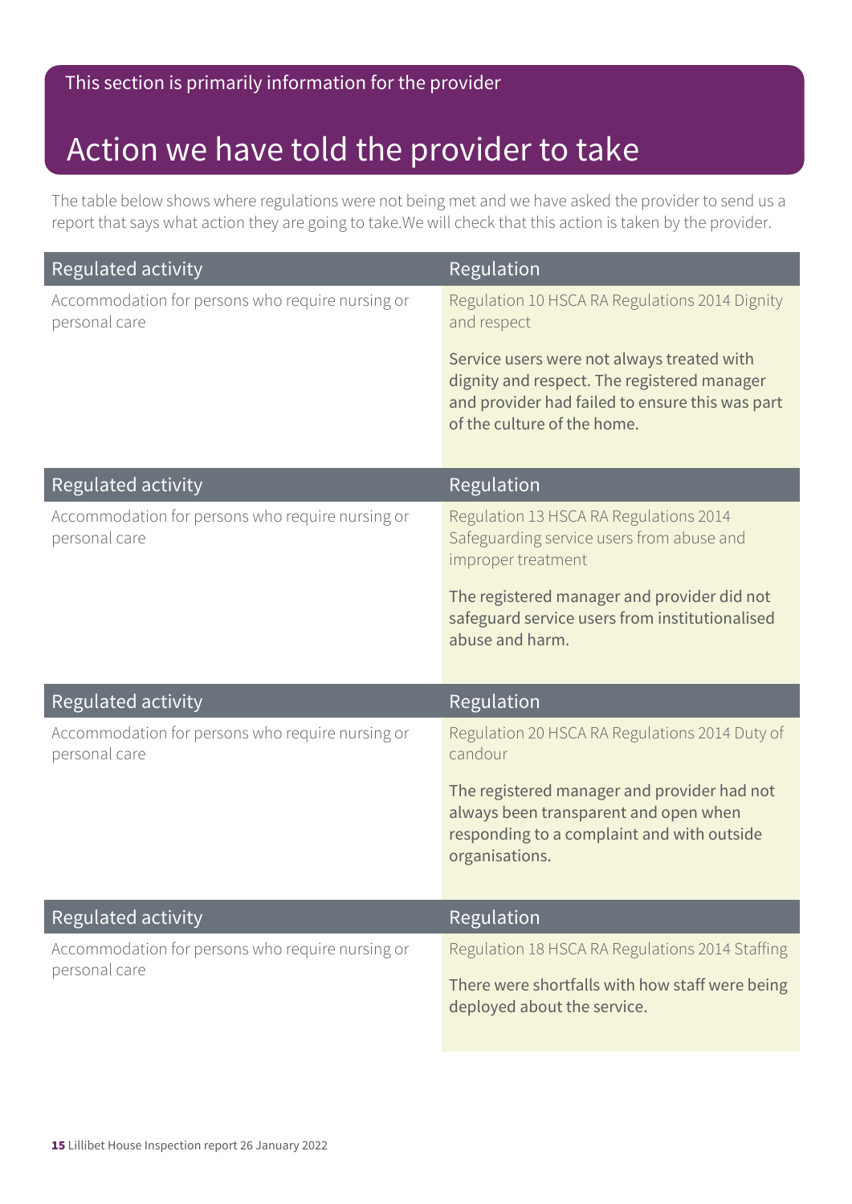This section is primarily information for the provider

# Action we have told the provider to take

The table below shows where regulations were not being met and we have asked the provider to send us a report that says what action they are going to take.We will check that this action is taken by the provider.

| Regulated activity | Regulation |
| --- | --- |
| Accommodation for persons who require nursing or personal care | Regulation 10 HSCA RA Regulations 2014 Dignity and respect<br><br>Service users were not always treated with dignity and respect. The registered manager and provider had failed to ensure this was part of the culture of the home. |

| Regulated activity | Regulation |
| --- | --- |
| Accommodation for persons who require nursing or personal care | Regulation 13 HSCA RA Regulations 2014 Safeguarding service users from abuse and improper treatment<br><br>The registered manager and provider did not safeguard service users from institutionalised abuse and harm. |

| Regulated activity | Regulation |
| --- | --- |
| Accommodation for persons who require nursing or personal care | Regulation 20 HSCA RA Regulations 2014 Duty of candour<br><br>The registered manager and provider had not always been transparent and open when responding to a complaint and with outside organisations. |

| Regulated activity | Regulation |
| --- | --- |
| Accommodation for persons who require nursing or personal care | Regulation 18 HSCA RA Regulations 2014 Staffing<br><br>There were shortfalls with how staff were being deployed about the service. |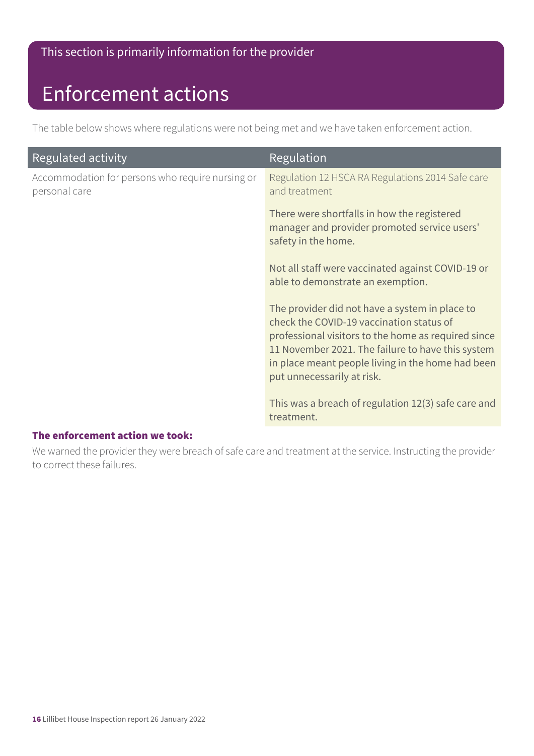This section is primarily information for the provider

# Enforcement actions

The table below shows where regulations were not being met and we have taken enforcement action.

| Regulated activity | Regulation |
| --- | --- |
| Accommodation for persons who require nursing or personal care | Regulation 12 HSCA RA Regulations 2014 Safe care and treatment<br><br>There were shortfalls in how the registered manager and provider promoted service users' safety in the home.<br><br>Not all staff were vaccinated against COVID-19 or able to demonstrate an exemption.<br><br>The provider did not have a system in place to check the COVID-19 vaccination status of professional visitors to the home as required since 11 November 2021. The failure to have this system in place meant people living in the home had been put unnecessarily at risk.<br><br>This was a breach of regulation 12(3) safe care and treatment. |

**The enforcement action we took:**

We warned the provider they were breach of safe care and treatment at the service. Instructing the provider to correct these failures.